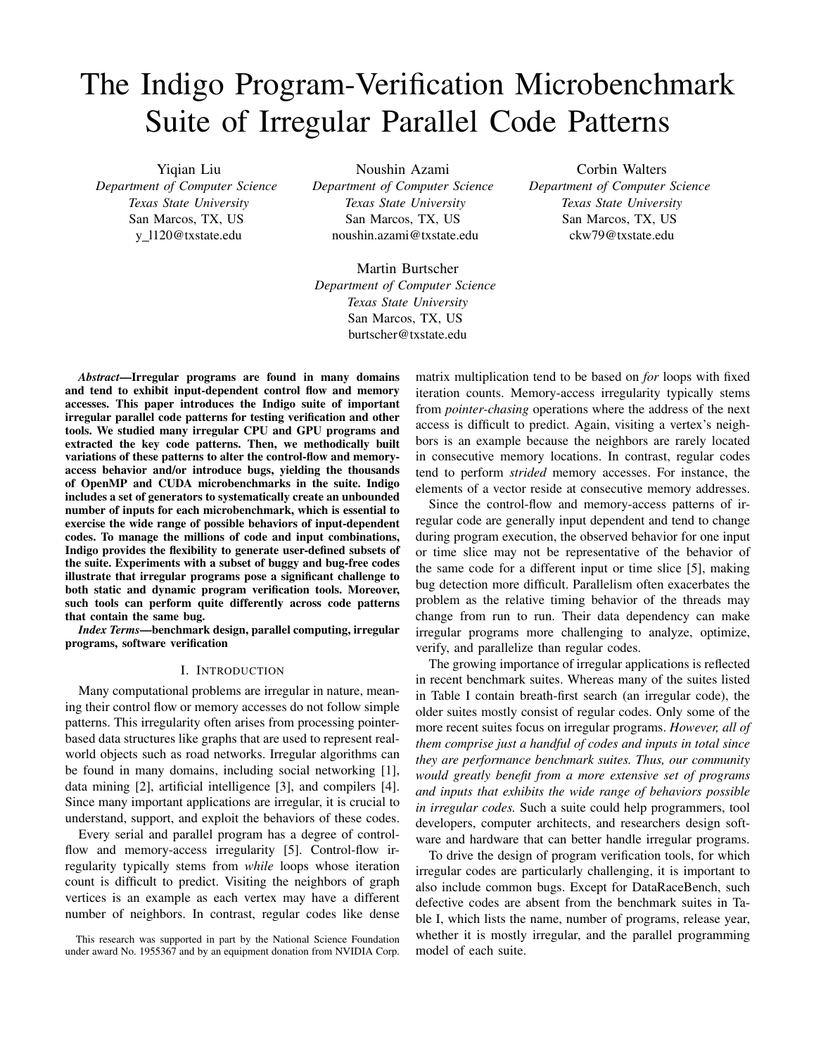# The Indigo Program-Verification Microbenchmark Suite of Irregular Parallel Code Patterns

Yiqian Liu
*Department of Computer Science*
*Texas State University*
San Marcos, TX, US
y_l120@txstate.edu

Noushin Azami
*Department of Computer Science*
*Texas State University*
San Marcos, TX, US
noushin.azami@txstate.edu

Corbin Walters
*Department of Computer Science*
*Texas State University*
San Marcos, TX, US
ckw79@txstate.edu

Martin Burtscher
*Department of Computer Science*
*Texas State University*
San Marcos, TX, US
burtscher@txstate.edu

***Abstract*—Irregular programs are found in many domains and tend to exhibit input-dependent control flow and memory accesses. This paper introduces the Indigo suite of important irregular parallel code patterns for testing verification and other tools. We studied many irregular CPU and GPU programs and extracted the key code patterns. Then, we methodically built variations of these patterns to alter the control-flow and memory-access behavior and/or introduce bugs, yielding the thousands of OpenMP and CUDA microbenchmarks in the suite. Indigo includes a set of generators to systematically create an unbounded number of inputs for each microbenchmark, which is essential to exercise the wide range of possible behaviors of input-dependent codes. To manage the millions of code and input combinations, Indigo provides the flexibility to generate user-defined subsets of the suite. Experiments with a subset of buggy and bug-free codes illustrate that irregular programs pose a significant challenge to both static and dynamic program verification tools. Moreover, such tools can perform quite differently across code patterns that contain the same bug.**

***Index Terms*—benchmark design, parallel computing, irregular programs, software verification**

## I. Introduction

Many computational problems are irregular in nature, meaning their control flow or memory accesses do not follow simple patterns. This irregularity often arises from processing pointer-based data structures like graphs that are used to represent real-world objects such as road networks. Irregular algorithms can be found in many domains, including social networking [1], data mining [2], artificial intelligence [3], and compilers [4]. Since many important applications are irregular, it is crucial to understand, support, and exploit the behaviors of these codes.

Every serial and parallel program has a degree of control-flow and memory-access irregularity [5]. Control-flow irregularity typically stems from *while* loops whose iteration count is difficult to predict. Visiting the neighbors of graph vertices is an example as each vertex may have a different number of neighbors. In contrast, regular codes like dense matrix multiplication tend to be based on *for* loops with fixed iteration counts. Memory-access irregularity typically stems from *pointer-chasing* operations where the address of the next access is difficult to predict. Again, visiting a vertex's neighbors is an example because the neighbors are rarely located in consecutive memory locations. In contrast, regular codes tend to perform *strided* memory accesses. For instance, the elements of a vector reside at consecutive memory addresses.

Since the control-flow and memory-access patterns of irregular code are generally input dependent and tend to change during program execution, the observed behavior for one input or time slice may not be representative of the behavior of the same code for a different input or time slice [5], making bug detection more difficult. Parallelism often exacerbates the problem as the relative timing behavior of the threads may change from run to run. Their data dependency can make irregular programs more challenging to analyze, optimize, verify, and parallelize than regular codes.

The growing importance of irregular applications is reflected in recent benchmark suites. Whereas many of the suites listed in Table I contain breath-first search (an irregular code), the older suites mostly consist of regular codes. Only some of the more recent suites focus on irregular programs. *However, all of them comprise just a handful of codes and inputs in total since they are performance benchmark suites. Thus, our community would greatly benefit from a more extensive set of programs and inputs that exhibits the wide range of behaviors possible in irregular codes.* Such a suite could help programmers, tool developers, computer architects, and researchers design software and hardware that can better handle irregular programs.

To drive the design of program verification tools, for which irregular codes are particularly challenging, it is important to also include common bugs. Except for DataRaceBench, such defective codes are absent from the benchmark suites in Table I, which lists the name, number of programs, release year, whether it is mostly irregular, and the parallel programming model of each suite.

This research was supported in part by the National Science Foundation under award No. 1955367 and by an equipment donation from NVIDIA Corp.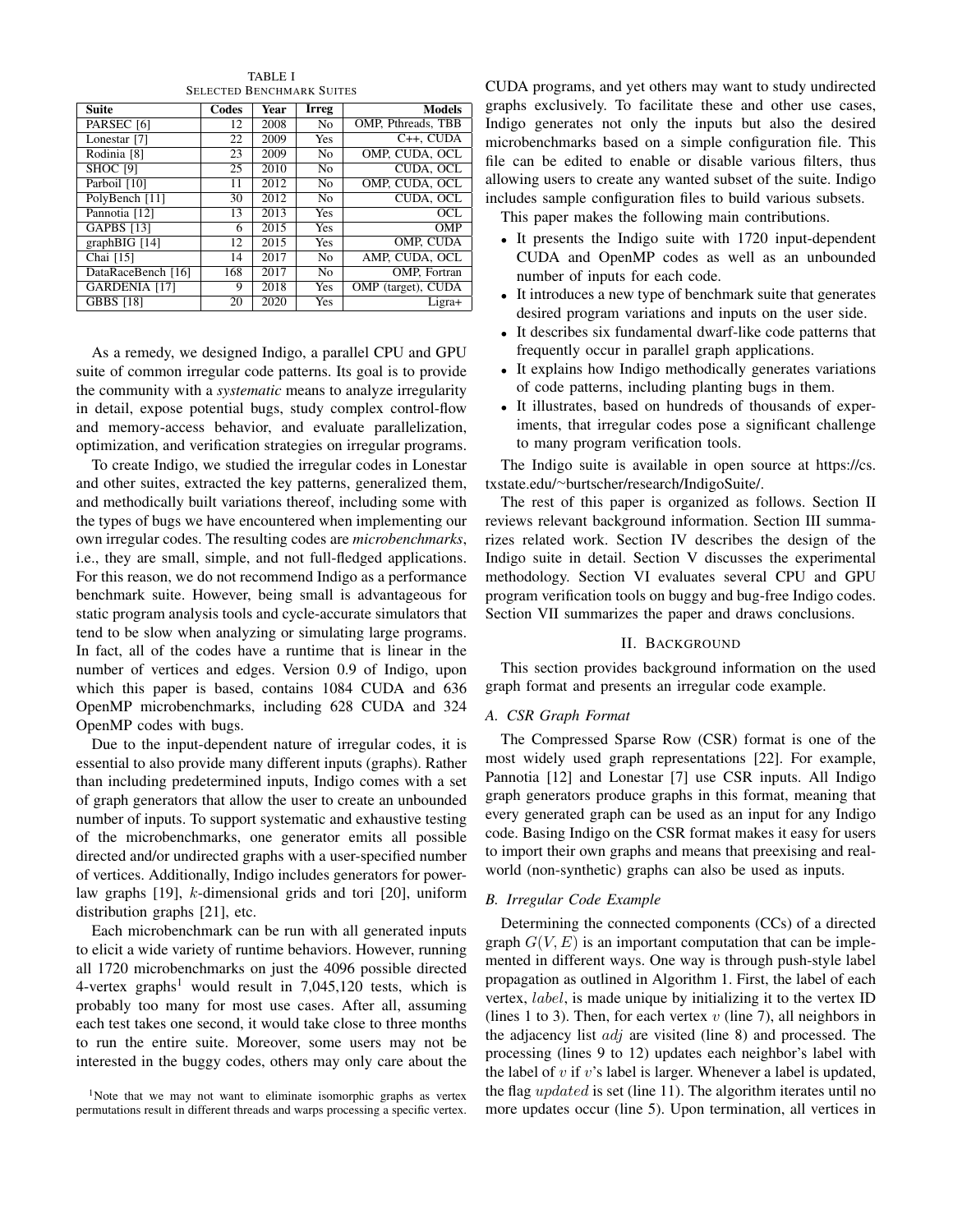TABLE I
SELECTED BENCHMARK SUITES

| Suite | Codes | Year | Irreg | Models |
|---|---|---|---|---|
| PARSEC [6] | 12 | 2008 | No | OMP, Pthreads, TBB |
| Lonestar [7] | 22 | 2009 | Yes | C++, CUDA |
| Rodinia [8] | 23 | 2009 | No | OMP, CUDA, OCL |
| SHOC [9] | 25 | 2010 | No | CUDA, OCL |
| Parboil [10] | 11 | 2012 | No | OMP, CUDA, OCL |
| PolyBench [11] | 30 | 2012 | No | CUDA, OCL |
| Pannotia [12] | 13 | 2013 | Yes | OCL |
| GAPBS [13] | 6 | 2015 | Yes | OMP |
| graphBIG [14] | 12 | 2015 | Yes | OMP, CUDA |
| Chai [15] | 14 | 2017 | No | AMP, CUDA, OCL |
| DataRaceBench [16] | 168 | 2017 | No | OMP, Fortran |
| GARDENIA [17] | 9 | 2018 | Yes | OMP (target), CUDA |
| GBBS [18] | 20 | 2020 | Yes | Ligra+ |

As a remedy, we designed Indigo, a parallel CPU and GPU suite of common irregular code patterns. Its goal is to provide the community with a *systematic* means to analyze irregularity in detail, expose potential bugs, study complex control-flow and memory-access behavior, and evaluate parallelization, optimization, and verification strategies on irregular programs.

To create Indigo, we studied the irregular codes in Lonestar and other suites, extracted the key patterns, generalized them, and methodically built variations thereof, including some with the types of bugs we have encountered when implementing our own irregular codes. The resulting codes are *microbenchmarks*, i.e., they are small, simple, and not full-fledged applications. For this reason, we do not recommend Indigo as a performance benchmark suite. However, being small is advantageous for static program analysis tools and cycle-accurate simulators that tend to be slow when analyzing or simulating large programs. In fact, all of the codes have a runtime that is linear in the number of vertices and edges. Version 0.9 of Indigo, upon which this paper is based, contains 1084 CUDA and 636 OpenMP microbenchmarks, including 628 CUDA and 324 OpenMP codes with bugs.

Due to the input-dependent nature of irregular codes, it is essential to also provide many different inputs (graphs). Rather than including predetermined inputs, Indigo comes with a set of graph generators that allow the user to create an unbounded number of inputs. To support systematic and exhaustive testing of the microbenchmarks, one generator emits all possible directed and/or undirected graphs with a user-specified number of vertices. Additionally, Indigo includes generators for power-law graphs [19], $k$-dimensional grids and tori [20], uniform distribution graphs [21], etc.

Each microbenchmark can be run with all generated inputs to elicit a wide variety of runtime behaviors. However, running all 1720 microbenchmarks on just the 4096 possible directed 4-vertex graphs[1] would result in 7,045,120 tests, which is probably too many for most use cases. After all, assuming each test takes one second, it would take close to three months to run the entire suite. Moreover, some users may not be interested in the buggy codes, others may only care about the CUDA programs, and yet others may want to study undirected graphs exclusively. To facilitate these and other use cases, Indigo generates not only the inputs but also the desired microbenchmarks based on a simple configuration file. This file can be edited to enable or disable various filters, thus allowing users to create any wanted subset of the suite. Indigo includes sample configuration files to build various subsets.

[1]Note that we may not want to eliminate isomorphic graphs as vertex permutations result in different threads and warps processing a specific vertex.

This paper makes the following main contributions.

- It presents the Indigo suite with 1720 input-dependent CUDA and OpenMP codes as well as an unbounded number of inputs for each code.
- It introduces a new type of benchmark suite that generates desired program variations and inputs on the user side.
- It describes six fundamental dwarf-like code patterns that frequently occur in parallel graph applications.
- It explains how Indigo methodically generates variations of code patterns, including planting bugs in them.
- It illustrates, based on hundreds of thousands of experiments, that irregular codes pose a significant challenge to many program verification tools.

The Indigo suite is available in open source at https://cs.txstate.edu/~burtscher/research/IndigoSuite/.

The rest of this paper is organized as follows. Section II reviews relevant background information. Section III summarizes related work. Section IV describes the design of the Indigo suite in detail. Section V discusses the experimental methodology. Section VI evaluates several CPU and GPU program verification tools on buggy and bug-free Indigo codes. Section VII summarizes the paper and draws conclusions.

## II. BACKGROUND

This section provides background information on the used graph format and presents an irregular code example.

### A. CSR Graph Format

The Compressed Sparse Row (CSR) format is one of the most widely used graph representations [22]. For example, Pannotia [12] and Lonestar [7] use CSR inputs. All Indigo graph generators produce graphs in this format, meaning that every generated graph can be used as an input for any Indigo code. Basing Indigo on the CSR format makes it easy for users to import their own graphs and means that preexising and real-world (non-synthetic) graphs can also be used as inputs.

### B. Irregular Code Example

Determining the connected components (CCs) of a directed graph $G(V, E)$ is an important computation that can be implemented in different ways. One way is through push-style label propagation as outlined in Algorithm 1. First, the label of each vertex, $label$, is made unique by initializing it to the vertex ID (lines 1 to 3). Then, for each vertex $v$ (line 7), all neighbors in the adjacency list $adj$ are visited (line 8) and processed. The processing (lines 9 to 12) updates each neighbor's label with the label of $v$ if $v$'s label is larger. Whenever a label is updated, the flag $updated$ is set (line 11). The algorithm iterates until no more updates occur (line 5). Upon termination, all vertices in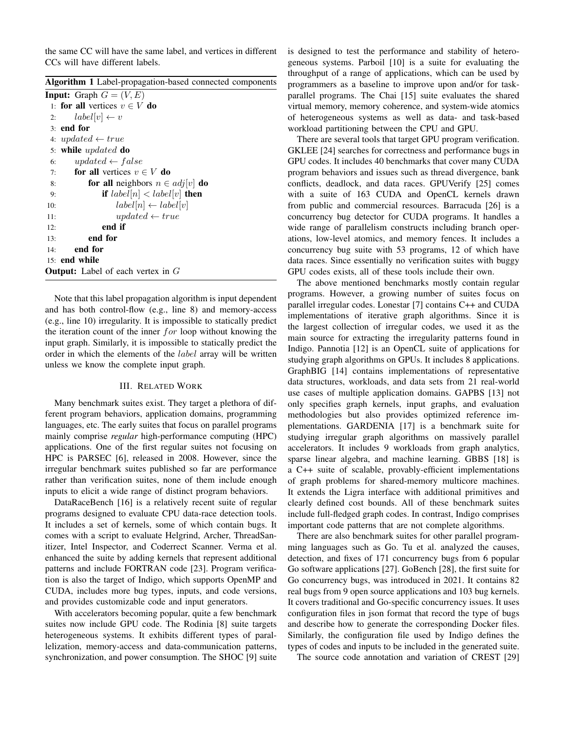the same CC will have the same label, and vertices in different CCs will have different labels.

**Algorithm 1** Label-propagation-based connected components

**Input:** Graph $G = (V, E)$

```
1:  for all vertices v ∈ V do
2:      label[v] ← v
3:  end for
4:  updated ← true
5:  while updated do
6:      updated ← false
7:      for all vertices v ∈ V do
8:          for all neighbors n ∈ adj[v] do
9:              if label[n] < label[v] then
10:                 label[n] ← label[v]
11:                 updated ← true
12:             end if
13:         end for
14:     end for
15: end while
```

**Output:** Label of each vertex in $G$

Note that this label propagation algorithm is input dependent and has both control-flow (e.g., line 8) and memory-access (e.g., line 10) irregularity. It is impossible to statically predict the iteration count of the inner *for* loop without knowing the input graph. Similarly, it is impossible to statically predict the order in which the elements of the *label* array will be written unless we know the complete input graph.

## III. Related Work

Many benchmark suites exist. They target a plethora of different program behaviors, application domains, programming languages, etc. The early suites that focus on parallel programs mainly comprise *regular* high-performance computing (HPC) applications. One of the first regular suites not focusing on HPC is PARSEC [6], released in 2008. However, since the irregular benchmark suites published so far are performance rather than verification suites, none of them include enough inputs to elicit a wide range of distinct program behaviors.

DataRaceBench [16] is a relatively recent suite of regular programs designed to evaluate CPU data-race detection tools. It includes a set of kernels, some of which contain bugs. It comes with a script to evaluate Helgrind, Archer, ThreadSanitizer, Intel Inspector, and Coderrect Scanner. Verma et al. enhanced the suite by adding kernels that represent additional patterns and include FORTRAN code [23]. Program verification is also the target of Indigo, which supports OpenMP and CUDA, includes more bug types, inputs, and code versions, and provides customizable code and input generators.

With accelerators becoming popular, quite a few benchmark suites now include GPU code. The Rodinia [8] suite targets heterogeneous systems. It exhibits different types of parallelization, memory-access and data-communication patterns, synchronization, and power consumption. The SHOC [9] suite is designed to test the performance and stability of heterogeneous systems. Parboil [10] is a suite for evaluating the throughput of a range of applications, which can be used by programmers as a baseline to improve upon and/or for task-parallel programs. The Chai [15] suite evaluates the shared virtual memory, memory coherence, and system-wide atomics of heterogeneous systems as well as data- and task-based workload partitioning between the CPU and GPU.

There are several tools that target GPU program verification. GKLEE [24] searches for correctness and performance bugs in GPU codes. It includes 40 benchmarks that cover many CUDA program behaviors and issues such as thread divergence, bank conflicts, deadlock, and data races. GPUVerify [25] comes with a suite of 163 CUDA and OpenCL kernels drawn from public and commercial resources. Barracuda [26] is a concurrency bug detector for CUDA programs. It handles a wide range of parallelism constructs including branch operations, low-level atomics, and memory fences. It includes a concurrency bug suite with 53 programs, 12 of which have data races. Since essentially no verification suites with buggy GPU codes exists, all of these tools include their own.

The above mentioned benchmarks mostly contain regular programs. However, a growing number of suites focus on parallel irregular codes. Lonestar [7] contains C++ and CUDA implementations of iterative graph algorithms. Since it is the largest collection of irregular codes, we used it as the main source for extracting the irregularity patterns found in Indigo. Pannotia [12] is an OpenCL suite of applications for studying graph algorithms on GPUs. It includes 8 applications. GraphBIG [14] contains implementations of representative data structures, workloads, and data sets from 21 real-world use cases of multiple application domains. GAPBS [13] not only specifies graph kernels, input graphs, and evaluation methodologies but also provides optimized reference implementations. GARDENIA [17] is a benchmark suite for studying irregular graph algorithms on massively parallel accelerators. It includes 9 workloads from graph analytics, sparse linear algebra, and machine learning. GBBS [18] is a C++ suite of scalable, provably-efficient implementations of graph problems for shared-memory multicore machines. It extends the Ligra interface with additional primitives and clearly defined cost bounds. All of these benchmark suites include full-fledged graph codes. In contrast, Indigo comprises important code patterns that are not complete algorithms.

There are also benchmark suites for other parallel programming languages such as Go. Tu et al. analyzed the causes, detection, and fixes of 171 concurrency bugs from 6 popular Go software applications [27]. GoBench [28], the first suite for Go concurrency bugs, was introduced in 2021. It contains 82 real bugs from 9 open source applications and 103 bug kernels. It covers traditional and Go-specific concurrency issues. It uses configuration files in json format that record the type of bugs and describe how to generate the corresponding Docker files. Similarly, the configuration file used by Indigo defines the types of codes and inputs to be included in the generated suite.

The source code annotation and variation of CREST [29]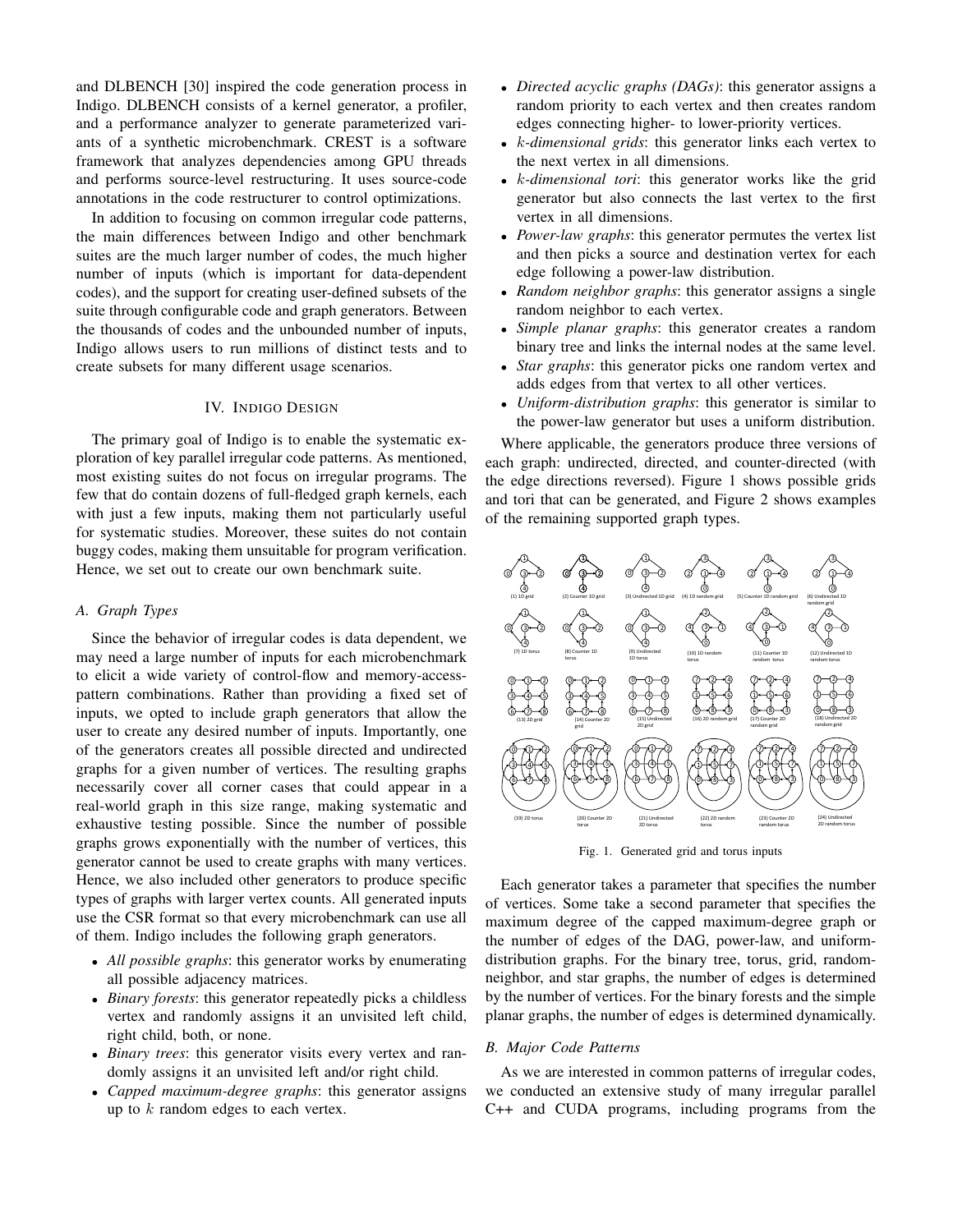and DLBENCH [30] inspired the code generation process in Indigo. DLBENCH consists of a kernel generator, a profiler, and a performance analyzer to generate parameterized variants of a synthetic microbenchmark. CREST is a software framework that analyzes dependencies among GPU threads and performs source-level restructuring. It uses source-code annotations in the code restructurer to control optimizations.

In addition to focusing on common irregular code patterns, the main differences between Indigo and other benchmark suites are the much larger number of codes, the much higher number of inputs (which is important for data-dependent codes), and the support for creating user-defined subsets of the suite through configurable code and graph generators. Between the thousands of codes and the unbounded number of inputs, Indigo allows users to run millions of distinct tests and to create subsets for many different usage scenarios.

## IV. Indigo Design

The primary goal of Indigo is to enable the systematic exploration of key parallel irregular code patterns. As mentioned, most existing suites do not focus on irregular programs. The few that do contain dozens of full-fledged graph kernels, each with just a few inputs, making them not particularly useful for systematic studies. Moreover, these suites do not contain buggy codes, making them unsuitable for program verification. Hence, we set out to create our own benchmark suite.

### A. Graph Types

Since the behavior of irregular codes is data dependent, we may need a large number of inputs for each microbenchmark to elicit a wide variety of control-flow and memory-access-pattern combinations. Rather than providing a fixed set of inputs, we opted to include graph generators that allow the user to create any desired number of inputs. Importantly, one of the generators creates all possible directed and undirected graphs for a given number of vertices. The resulting graphs necessarily cover all corner cases that could appear in a real-world graph in this size range, making systematic and exhaustive testing possible. Since the number of possible graphs grows exponentially with the number of vertices, this generator cannot be used to create graphs with many vertices. Hence, we also included other generators to produce specific types of graphs with larger vertex counts. All generated inputs use the CSR format so that every microbenchmark can use all of them. Indigo includes the following graph generators.

- *All possible graphs*: this generator works by enumerating all possible adjacency matrices.
- *Binary forests*: this generator repeatedly picks a childless vertex and randomly assigns it an unvisited left child, right child, both, or none.
- *Binary trees*: this generator visits every vertex and randomly assigns it an unvisited left and/or right child.
- *Capped maximum-degree graphs*: this generator assigns up to $k$ random edges to each vertex.
- *Directed acyclic graphs (DAGs)*: this generator assigns a random priority to each vertex and then creates random edges connecting higher- to lower-priority vertices.
- $k$*-dimensional grids*: this generator links each vertex to the next vertex in all dimensions.
- $k$*-dimensional tori*: this generator works like the grid generator but also connects the last vertex to the first vertex in all dimensions.
- *Power-law graphs*: this generator permutes the vertex list and then picks a source and destination vertex for each edge following a power-law distribution.
- *Random neighbor graphs*: this generator assigns a single random neighbor to each vertex.
- *Simple planar graphs*: this generator creates a random binary tree and links the internal nodes at the same level.
- *Star graphs*: this generator picks one random vertex and adds edges from that vertex to all other vertices.
- *Uniform-distribution graphs*: this generator is similar to the power-law generator but uses a uniform distribution.

Where applicable, the generators produce three versions of each graph: undirected, directed, and counter-directed (with the edge directions reversed). Figure 1 shows possible grids and tori that can be generated, and Figure 2 shows examples of the remaining supported graph types.

Fig. 1. Generated grid and torus inputs

Each generator takes a parameter that specifies the number of vertices. Some take a second parameter that specifies the maximum degree of the capped maximum-degree graph or the number of edges of the DAG, power-law, and uniform-distribution graphs. For the binary tree, torus, grid, random-neighbor, and star graphs, the number of edges is determined by the number of vertices. For the binary forests and the simple planar graphs, the number of edges is determined dynamically.

### B. Major Code Patterns

As we are interested in common patterns of irregular codes, we conducted an extensive study of many irregular parallel C++ and CUDA programs, including programs from the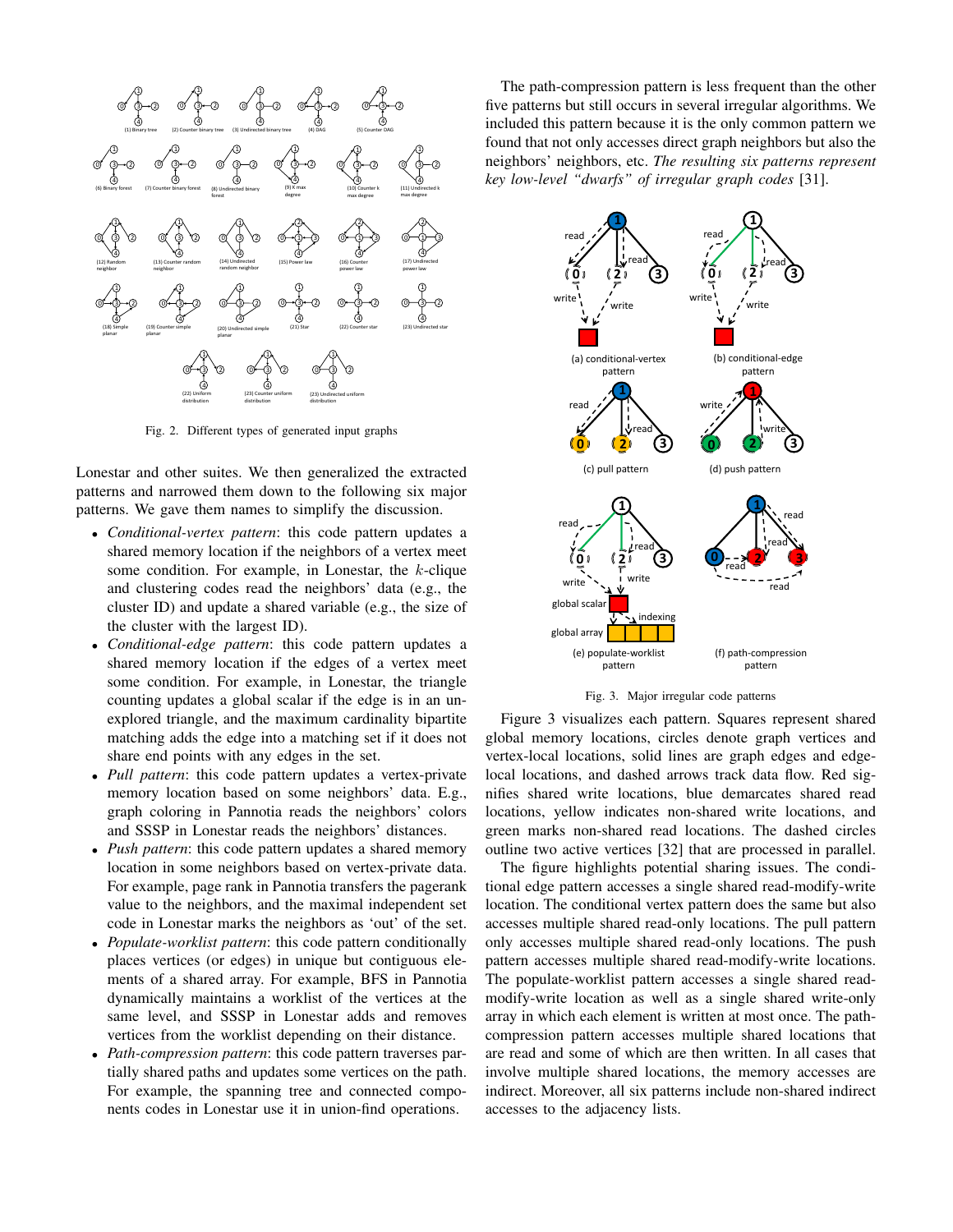Fig. 2. Different types of generated input graphs

Lonestar and other suites. We then generalized the extracted patterns and narrowed them down to the following six major patterns. We gave them names to simplify the discussion.

- *Conditional-vertex pattern*: this code pattern updates a shared memory location if the neighbors of a vertex meet some condition. For example, in Lonestar, the $k$-clique and clustering codes read the neighbors' data (e.g., the cluster ID) and update a shared variable (e.g., the size of the cluster with the largest ID).
- *Conditional-edge pattern*: this code pattern updates a shared memory location if the edges of a vertex meet some condition. For example, in Lonestar, the triangle counting updates a global scalar if the edge is in an unexplored triangle, and the maximum cardinality bipartite matching adds the edge into a matching set if it does not share end points with any edges in the set.
- *Pull pattern*: this code pattern updates a vertex-private memory location based on some neighbors' data. E.g., graph coloring in Pannotia reads the neighbors' colors and SSSP in Lonestar reads the neighbors' distances.
- *Push pattern*: this code pattern updates a shared memory location in some neighbors based on vertex-private data. For example, page rank in Pannotia transfers the pagerank value to the neighbors, and the maximal independent set code in Lonestar marks the neighbors as 'out' of the set.
- *Populate-worklist pattern*: this code pattern conditionally places vertices (or edges) in unique but contiguous elements of a shared array. For example, BFS in Pannotia dynamically maintains a worklist of the vertices at the same level, and SSSP in Lonestar adds and removes vertices from the worklist depending on their distance.
- *Path-compression pattern*: this code pattern traverses partially shared paths and updates some vertices on the path. For example, the spanning tree and connected components codes in Lonestar use it in union-find operations.

The path-compression pattern is less frequent than the other five patterns but still occurs in several irregular algorithms. We included this pattern because it is the only common pattern we found that not only accesses direct graph neighbors but also the neighbors' neighbors, etc. *The resulting six patterns represent key low-level "dwarfs" of irregular graph codes* [31].

Fig. 3. Major irregular code patterns

Figure 3 visualizes each pattern. Squares represent shared global memory locations, circles denote graph vertices and vertex-local locations, solid lines are graph edges and edge-local locations, and dashed arrows track data flow. Red signifies shared write locations, blue demarcates shared read locations, yellow indicates non-shared write locations, and green marks non-shared read locations. The dashed circles outline two active vertices [32] that are processed in parallel.

The figure highlights potential sharing issues. The conditional edge pattern accesses a single shared read-modify-write location. The conditional vertex pattern does the same but also accesses multiple shared read-only locations. The pull pattern only accesses multiple shared read-only locations. The push pattern accesses multiple shared read-modify-write locations. The populate-worklist pattern accesses a single shared read-modify-write location as well as a single shared write-only array in which each element is written at most once. The path-compression pattern accesses multiple shared locations that are read and some of which are then written. In all cases that involve multiple shared locations, the memory accesses are indirect. Moreover, all six patterns include non-shared indirect accesses to the adjacency lists.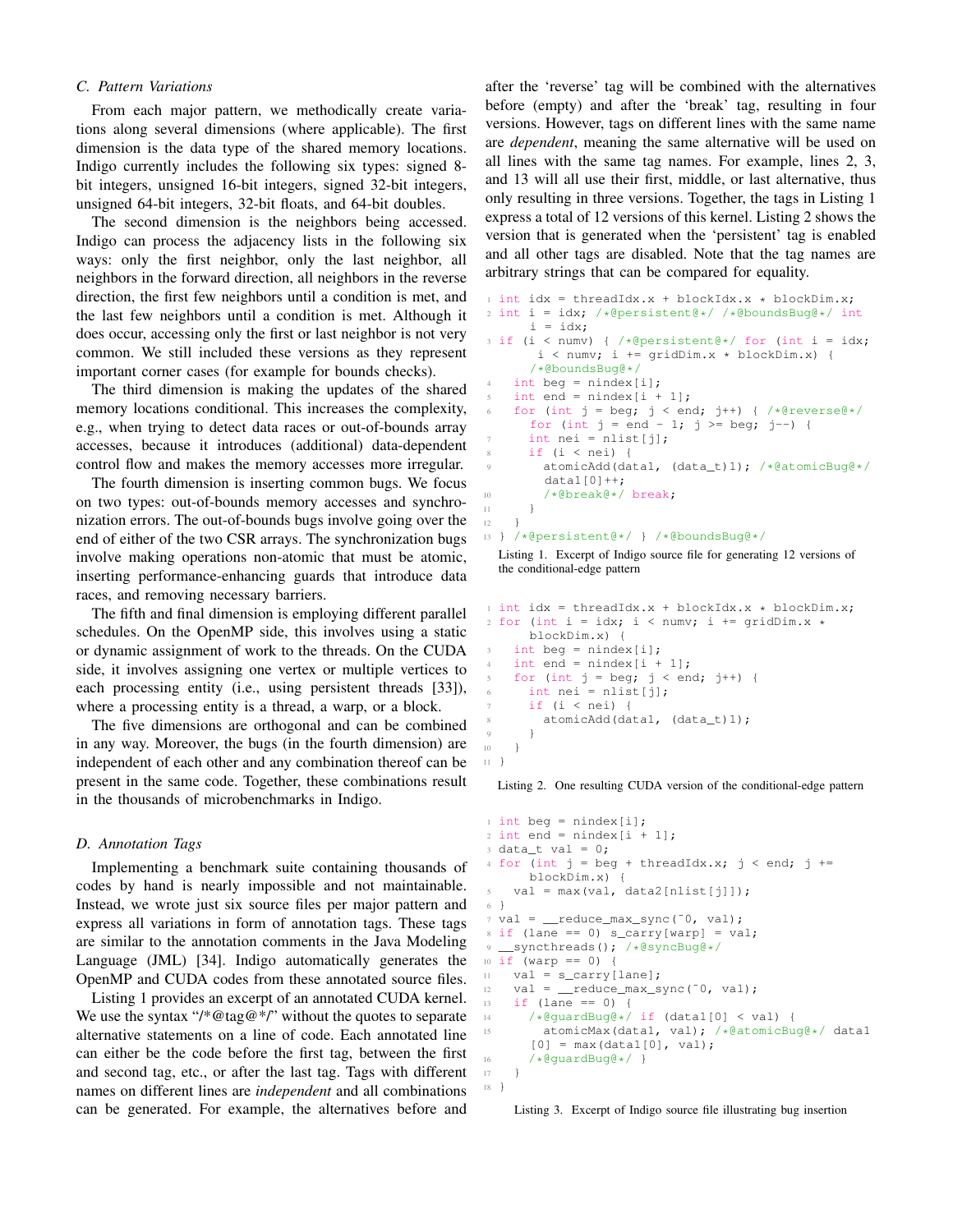### C. Pattern Variations

From each major pattern, we methodically create variations along several dimensions (where applicable). The first dimension is the data type of the shared memory locations. Indigo currently includes the following six types: signed 8-bit integers, unsigned 16-bit integers, signed 32-bit integers, unsigned 64-bit integers, 32-bit floats, and 64-bit doubles.

The second dimension is the neighbors being accessed. Indigo can process the adjacency lists in the following six ways: only the first neighbor, only the last neighbor, all neighbors in the forward direction, all neighbors in the reverse direction, the first few neighbors until a condition is met, and the last few neighbors until a condition is met. Although it does occur, accessing only the first or last neighbor is not very common. We still included these versions as they represent important corner cases (for example for bounds checks).

The third dimension is making the updates of the shared memory locations conditional. This increases the complexity, e.g., when trying to detect data races or out-of-bounds array accesses, because it introduces (additional) data-dependent control flow and makes the memory accesses more irregular.

The fourth dimension is inserting common bugs. We focus on two types: out-of-bounds memory accesses and synchronization errors. The out-of-bounds bugs involve going over the end of either of the two CSR arrays. The synchronization bugs involve making operations non-atomic that must be atomic, inserting performance-enhancing guards that introduce data races, and removing necessary barriers.

The fifth and final dimension is employing different parallel schedules. On the OpenMP side, this involves using a static or dynamic assignment of work to the threads. On the CUDA side, it involves assigning one vertex or multiple vertices to each processing entity (i.e., using persistent threads [33]), where a processing entity is a thread, a warp, or a block.

The five dimensions are orthogonal and can be combined in any way. Moreover, the bugs (in the fourth dimension) are independent of each other and any combination thereof can be present in the same code. Together, these combinations result in the thousands of microbenchmarks in Indigo.

### D. Annotation Tags

Implementing a benchmark suite containing thousands of codes by hand is nearly impossible and not maintainable. Instead, we wrote just six source files per major pattern and express all variations in form of annotation tags. These tags are similar to the annotation comments in the Java Modeling Language (JML) [34]. Indigo automatically generates the OpenMP and CUDA codes from these annotated source files.

Listing 1 provides an excerpt of an annotated CUDA kernel. We use the syntax "/*@tag@*/" without the quotes to separate alternative statements on a line of code. Each annotated line can either be the code before the first tag, between the first and second tag, etc., or after the last tag. Tags with different names on different lines are *independent* and all combinations can be generated. For example, the alternatives before and after the 'reverse' tag will be combined with the alternatives before (empty) and after the 'break' tag, resulting in four versions. However, tags on different lines with the same name are *dependent*, meaning the same alternative will be used on all lines with the same tag names. For example, lines 2, 3, and 13 will all use their first, middle, or last alternative, thus only resulting in three versions. Together, the tags in Listing 1 express a total of 12 versions of this kernel. Listing 2 shows the version that is generated when the 'persistent' tag is enabled and all other tags are disabled. Note that the tag names are arbitrary strings that can be compared for equality.

```
1  int idx = threadIdx.x + blockIdx.x * blockDim.x;
2  int i = idx; /*@persistent@*/ /*@boundsBug@*/ int
       i = idx;
3  if (i < numv) { /*@persistent@*/ for (int i = idx;
       i < numv; i += gridDim.x * blockDim.x) {
       /*@boundsBug@*/
4    int beg = nindex[i];
5    int end = nindex[i + 1];
6    for (int j = beg; j < end; j++) { /*@reverse@*/
       for (int j = end - 1; j >= beg; j--) {
7      int nei = nlist[j];
8      if (i < nei) {
9        atomicAdd(data1, (data_t)1); /*@atomicBug@*/
         data1[0]++;
10       /*@break@*/ break;
11     }
12   }
13 } /*@persistent@*/ } /*@boundsBug@*/
```

Listing 1. Excerpt of Indigo source file for generating 12 versions of the conditional-edge pattern

```
1  int idx = threadIdx.x + blockIdx.x * blockDim.x;
2  for (int i = idx; i < numv; i += gridDim.x *
       blockDim.x) {
3    int beg = nindex[i];
4    int end = nindex[i + 1];
5    for (int j = beg; j < end; j++) {
6      int nei = nlist[j];
7      if (i < nei) {
8        atomicAdd(data1, (data_t)1);
9      }
10   }
11 }
```

Listing 2. One resulting CUDA version of the conditional-edge pattern

```
1  int beg = nindex[i];
2  int end = nindex[i + 1];
3  data_t val = 0;
4  for (int j = beg + threadIdx.x; j < end; j +=
       blockDim.x) {
5    val = max(val, data2[nlist[j]]);
6  }
7  val = __reduce_max_sync(~0, val);
8  if (lane == 0) s_carry[warp] = val;
9  __syncthreads(); /*@syncBug@*/
10 if (warp == 0) {
11   val = s_carry[lane];
12   val = __reduce_max_sync(~0, val);
13   if (lane == 0) {
14     /*@guardBug@*/ if (data1[0] < val) {
15       atomicMax(data1, val); /*@atomicBug@*/ data1
       [0] = max(data1[0], val);
16     /*@guardBug@*/ }
17   }
18 }
```

Listing 3. Excerpt of Indigo source file illustrating bug insertion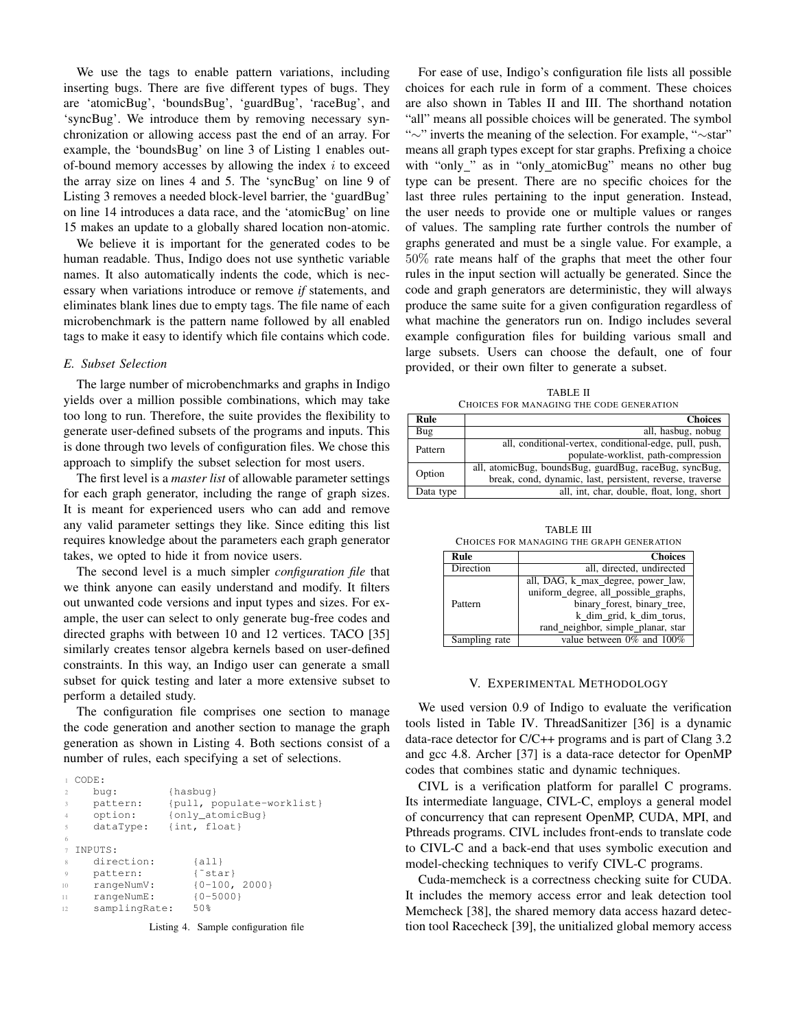We use the tags to enable pattern variations, including inserting bugs. There are five different types of bugs. They are 'atomicBug', 'boundsBug', 'guardBug', 'raceBug', and 'syncBug'. We introduce them by removing necessary synchronization or allowing access past the end of an array. For example, the 'boundsBug' on line 3 of Listing 1 enables out-of-bound memory accesses by allowing the index $i$ to exceed the array size on lines 4 and 5. The 'syncBug' on line 9 of Listing 3 removes a needed block-level barrier, the 'guardBug' on line 14 introduces a data race, and the 'atomicBug' on line 15 makes an update to a globally shared location non-atomic.

We believe it is important for the generated codes to be human readable. Thus, Indigo does not use synthetic variable names. It also automatically indents the code, which is necessary when variations introduce or remove *if* statements, and eliminates blank lines due to empty tags. The file name of each microbenchmark is the pattern name followed by all enabled tags to make it easy to identify which file contains which code.

### E. Subset Selection

The large number of microbenchmarks and graphs in Indigo yields over a million possible combinations, which may take too long to run. Therefore, the suite provides the flexibility to generate user-defined subsets of the programs and inputs. This is done through two levels of configuration files. We chose this approach to simplify the subset selection for most users.

The first level is a *master list* of allowable parameter settings for each graph generator, including the range of graph sizes. It is meant for experienced users who can add and remove any valid parameter settings they like. Since editing this list requires knowledge about the parameters each graph generator takes, we opted to hide it from novice users.

The second level is a much simpler *configuration file* that we think anyone can easily understand and modify. It filters out unwanted code versions and input types and sizes. For example, the user can select to only generate bug-free codes and directed graphs with between 10 and 12 vertices. TACO [35] similarly creates tensor algebra kernels based on user-defined constraints. In this way, an Indigo user can generate a small subset for quick testing and later a more extensive subset to perform a detailed study.

The configuration file comprises one section to manage the code generation and another section to manage the graph generation as shown in Listing 4. Both sections consist of a number of rules, each specifying a set of selections.

```
CODE:
   bug:          {hasbug}
   pattern:      {pull, populate-worklist}
   option:       {only_atomicBug}
   dataType:     {int, float}

INPUTS:
   direction:        {all}
   pattern:          {~star}
   rangeNumV:        {0-100, 2000}
   rangeNumE:        {0-5000}
   samplingRate:   50%
```

Listing 4. Sample configuration file

For ease of use, Indigo's configuration file lists all possible choices for each rule in form of a comment. These choices are also shown in Tables II and III. The shorthand notation "all" means all possible choices will be generated. The symbol "∼" inverts the meaning of the selection. For example, "∼star" means all graph types except for star graphs. Prefixing a choice with "only_" as in "only_atomicBug" means no other bug type can be present. There are no specific choices for the last three rules pertaining to the input generation. Instead, the user needs to provide one or multiple values or ranges of values. The sampling rate further controls the number of graphs generated and must be a single value. For example, a 50% rate means half of the graphs that meet the other four rules in the input section will actually be generated. Since the code and graph generators are deterministic, they will always produce the same suite for a given configuration regardless of what machine the generators run on. Indigo includes several example configuration files for building various small and large subsets. Users can choose the default, one of four provided, or their own filter to generate a subset.

TABLE II
CHOICES FOR MANAGING THE CODE GENERATION

| Rule | Choices |
|---|---|
| Bug | all, hasbug, nobug |
| Pattern | all, conditional-vertex, conditional-edge, pull, push, populate-worklist, path-compression |
| Option | all, atomicBug, boundsBug, guardBug, raceBug, syncBug, break, cond, dynamic, last, persistent, reverse, traverse |
| Data type | all, int, char, double, float, long, short |

TABLE III
CHOICES FOR MANAGING THE GRAPH GENERATION

| Rule | Choices |
|---|---|
| Direction | all, directed, undirected |
| Pattern | all, DAG, k_max_degree, power_law, uniform_degree, all_possible_graphs, binary_forest, binary_tree, k_dim_grid, k_dim_torus, rand_neighbor, simple_planar, star |
| Sampling rate | value between 0% and 100% |

## V. Experimental Methodology

We used version 0.9 of Indigo to evaluate the verification tools listed in Table IV. ThreadSanitizer [36] is a dynamic data-race detector for C/C++ programs and is part of Clang 3.2 and gcc 4.8. Archer [37] is a data-race detector for OpenMP codes that combines static and dynamic techniques.

CIVL is a verification platform for parallel C programs. Its intermediate language, CIVL-C, employs a general model of concurrency that can represent OpenMP, CUDA, MPI, and Pthreads programs. CIVL includes front-ends to translate code to CIVL-C and a back-end that uses symbolic execution and model-checking techniques to verify CIVL-C programs.

Cuda-memcheck is a correctness checking suite for CUDA. It includes the memory access error and leak detection tool Memcheck [38], the shared memory data access hazard detection tool Racecheck [39], the unitialized global memory access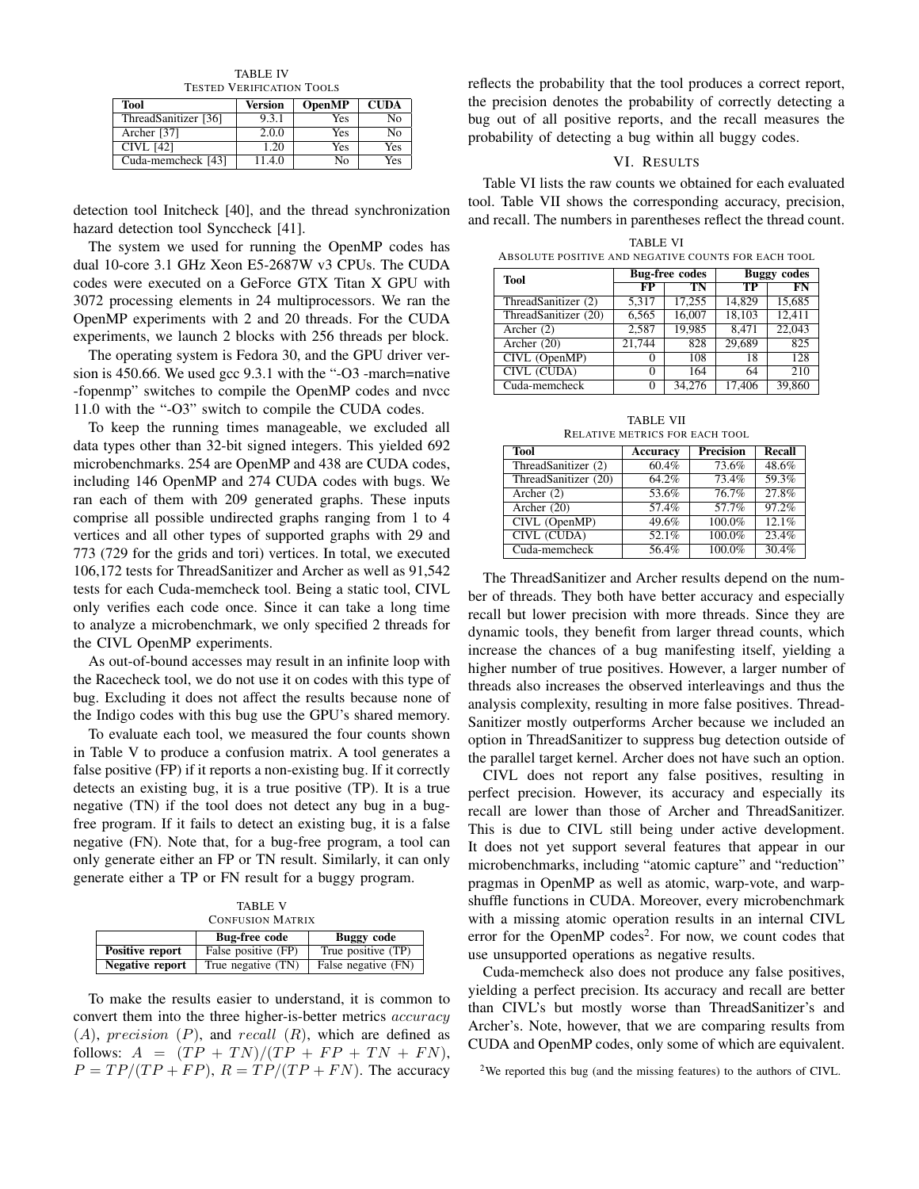TABLE IV
TESTED VERIFICATION TOOLS

| Tool | Version | OpenMP | CUDA |
|---|---|---|---|
| ThreadSanitizer [36] | 9.3.1 | Yes | No |
| Archer [37] | 2.0.0 | Yes | No |
| CIVL [42] | 1.20 | Yes | Yes |
| Cuda-memcheck [43] | 11.4.0 | No | Yes |

detection tool Initcheck [40], and the thread synchronization hazard detection tool Synccheck [41].

The system we used for running the OpenMP codes has dual 10-core 3.1 GHz Xeon E5-2687W v3 CPUs. The CUDA codes were executed on a GeForce GTX Titan X GPU with 3072 processing elements in 24 multiprocessors. We ran the OpenMP experiments with 2 and 20 threads. For the CUDA experiments, we launch 2 blocks with 256 threads per block.

The operating system is Fedora 30, and the GPU driver version is 450.66. We used gcc 9.3.1 with the "-O3 -march=native -fopenmp" switches to compile the OpenMP codes and nvcc 11.0 with the "-O3" switch to compile the CUDA codes.

To keep the running times manageable, we excluded all data types other than 32-bit signed integers. This yielded 692 microbenchmarks. 254 are OpenMP and 438 are CUDA codes, including 146 OpenMP and 274 CUDA codes with bugs. We ran each of them with 209 generated graphs. These inputs comprise all possible undirected graphs ranging from 1 to 4 vertices and all other types of supported graphs with 29 and 773 (729 for the grids and tori) vertices. In total, we executed 106,172 tests for ThreadSanitizer and Archer as well as 91,542 tests for each Cuda-memcheck tool. Being a static tool, CIVL only verifies each code once. Since it can take a long time to analyze a microbenchmark, we only specified 2 threads for the CIVL OpenMP experiments.

As out-of-bound accesses may result in an infinite loop with the Racecheck tool, we do not use it on codes with this type of bug. Excluding it does not affect the results because none of the Indigo codes with this bug use the GPU's shared memory.

To evaluate each tool, we measured the four counts shown in Table V to produce a confusion matrix. A tool generates a false positive (FP) if it reports a non-existing bug. If it correctly detects an existing bug, it is a true positive (TP). It is a true negative (TN) if the tool does not detect any bug in a bug-free program. If it fails to detect an existing bug, it is a false negative (FN). Note that, for a bug-free program, a tool can only generate either an FP or TN result. Similarly, it can only generate either a TP or FN result for a buggy program.

TABLE V
CONFUSION MATRIX

| | Bug-free code | Buggy code |
|---|---|---|
| **Positive report** | False positive (FP) | True positive (TP) |
| **Negative report** | True negative (TN) | False negative (FN) |

To make the results easier to understand, it is common to convert them into the three higher-is-better metrics $accuracy$ $(A)$, $precision$ $(P)$, and $recall$ $(R)$, which are defined as follows: $A = (TP + TN)/(TP + FP + TN + FN)$, $P = TP/(TP + FP)$, $R = TP/(TP + FN)$. The accuracy reflects the probability that the tool produces a correct report, the precision denotes the probability of correctly detecting a bug out of all positive reports, and the recall measures the probability of detecting a bug within all buggy codes.

## VI. RESULTS

Table VI lists the raw counts we obtained for each evaluated tool. Table VII shows the corresponding accuracy, precision, and recall. The numbers in parentheses reflect the thread count.

TABLE VI
ABSOLUTE POSITIVE AND NEGATIVE COUNTS FOR EACH TOOL

| Tool | Bug-free codes | | Buggy codes | |
|---|---|---|---|---|
| | FP | TN | TP | FN |
| ThreadSanitizer (2) | 5,317 | 17,255 | 14,829 | 15,685 |
| ThreadSanitizer (20) | 6,565 | 16,007 | 18,103 | 12,411 |
| Archer (2) | 2,587 | 19,985 | 8,471 | 22,043 |
| Archer (20) | 21,744 | 828 | 29,689 | 825 |
| CIVL (OpenMP) | 0 | 108 | 18 | 128 |
| CIVL (CUDA) | 0 | 164 | 64 | 210 |
| Cuda-memcheck | 0 | 34,276 | 17,406 | 39,860 |

TABLE VII
RELATIVE METRICS FOR EACH TOOL

| Tool | Accuracy | Precision | Recall |
|---|---|---|---|
| ThreadSanitizer (2) | 60.4% | 73.6% | 48.6% |
| ThreadSanitizer (20) | 64.2% | 73.4% | 59.3% |
| Archer (2) | 53.6% | 76.7% | 27.8% |
| Archer (20) | 57.4% | 57.7% | 97.2% |
| CIVL (OpenMP) | 49.6% | 100.0% | 12.1% |
| CIVL (CUDA) | 52.1% | 100.0% | 23.4% |
| Cuda-memcheck | 56.4% | 100.0% | 30.4% |

The ThreadSanitizer and Archer results depend on the number of threads. They both have better accuracy and especially recall but lower precision with more threads. Since they are dynamic tools, they benefit from larger thread counts, which increase the chances of a bug manifesting itself, yielding a higher number of true positives. However, a larger number of threads also increases the observed interleavings and thus the analysis complexity, resulting in more false positives. ThreadSanitizer mostly outperforms Archer because we included an option in ThreadSanitizer to suppress bug detection outside of the parallel target kernel. Archer does not have such an option.

CIVL does not report any false positives, resulting in perfect precision. However, its accuracy and especially its recall are lower than those of Archer and ThreadSanitizer. This is due to CIVL still being under active development. It does not yet support several features that appear in our microbenchmarks, including "atomic capture" and "reduction" pragmas in OpenMP as well as atomic, warp-vote, and warp-shuffle functions in CUDA. Moreover, every microbenchmark with a missing atomic operation results in an internal CIVL error for the OpenMP codes[2]. For now, we count codes that use unsupported operations as negative results.

Cuda-memcheck also does not produce any false positives, yielding a perfect precision. Its accuracy and recall are better than CIVL's but mostly worse than ThreadSanitizer's and Archer's. Note, however, that we are comparing results from CUDA and OpenMP codes, only some of which are equivalent.

[2]We reported this bug (and the missing features) to the authors of CIVL.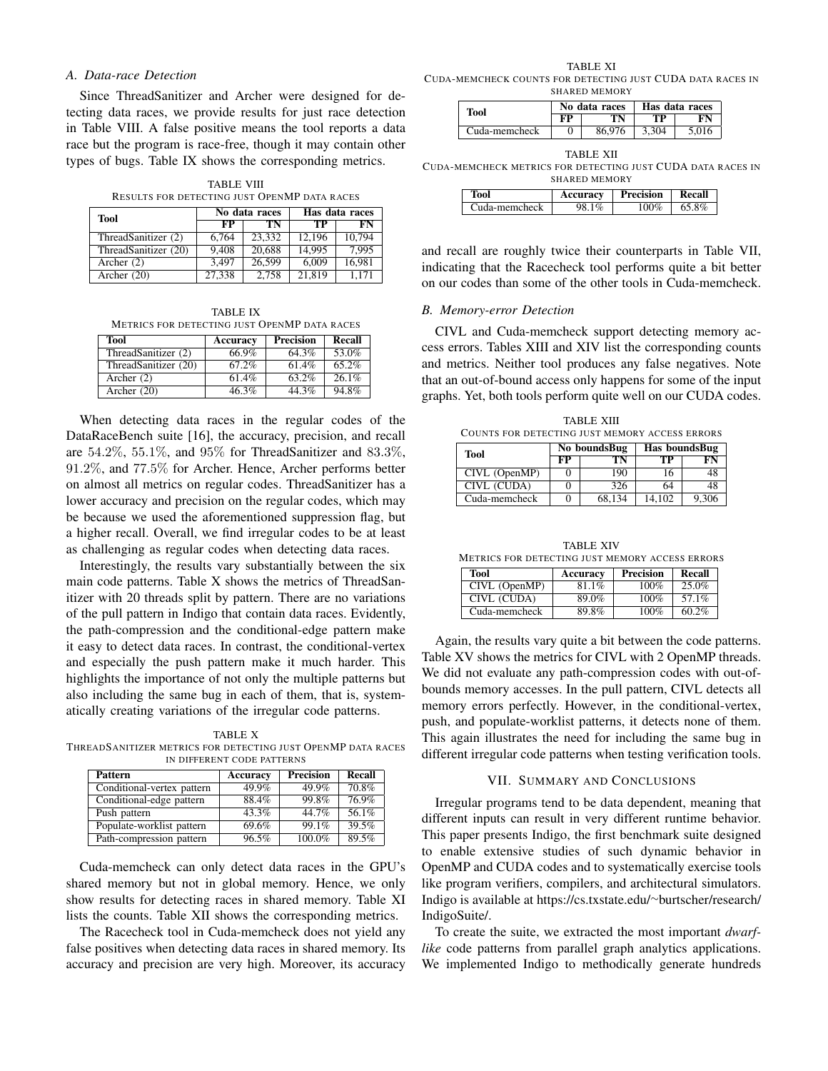### A. Data-race Detection

Since ThreadSanitizer and Archer were designed for detecting data races, we provide results for just race detection in Table VIII. A false positive means the tool reports a data race but the program is race-free, though it may contain other types of bugs. Table IX shows the corresponding metrics.

TABLE VIII
RESULTS FOR DETECTING JUST OPENMP DATA RACES

| Tool | No data races | | Has data races | |
|---|---|---|---|---|
| | FP | TN | TP | FN |
| ThreadSanitizer (2) | 6,764 | 23,332 | 12,196 | 10,794 |
| ThreadSanitizer (20) | 9,408 | 20,688 | 14,995 | 7,995 |
| Archer (2) | 3,497 | 26,599 | 6,009 | 16,981 |
| Archer (20) | 27,338 | 2,758 | 21,819 | 1,171 |

TABLE IX
METRICS FOR DETECTING JUST OPENMP DATA RACES

| Tool | Accuracy | Precision | Recall |
|---|---|---|---|
| ThreadSanitizer (2) | 66.9% | 64.3% | 53.0% |
| ThreadSanitizer (20) | 67.2% | 61.4% | 65.2% |
| Archer (2) | 61.4% | 63.2% | 26.1% |
| Archer (20) | 46.3% | 44.3% | 94.8% |

When detecting data races in the regular codes of the DataRaceBench suite [16], the accuracy, precision, and recall are $54.2\%$, $55.1\%$, and $95\%$ for ThreadSanitizer and $83.3\%$, $91.2\%$, and $77.5\%$ for Archer. Hence, Archer performs better on almost all metrics on regular codes. ThreadSanitizer has a lower accuracy and precision on the regular codes, which may be because we used the aforementioned suppression flag, but a higher recall. Overall, we find irregular codes to be at least as challenging as regular codes when detecting data races.

Interestingly, the results vary substantially between the six main code patterns. Table X shows the metrics of ThreadSanitizer with 20 threads split by pattern. There are no variations of the pull pattern in Indigo that contain data races. Evidently, the path-compression and the conditional-edge pattern make it easy to detect data races. In contrast, the conditional-vertex and especially the push pattern make it much harder. This highlights the importance of not only the multiple patterns but also including the same bug in each of them, that is, systematically creating variations of the irregular code patterns.

TABLE X
THREADSANITIZER METRICS FOR DETECTING JUST OPENMP DATA RACES IN DIFFERENT CODE PATTERNS

| Pattern | Accuracy | Precision | Recall |
|---|---|---|---|
| Conditional-vertex pattern | 49.9% | 49.9% | 70.8% |
| Conditional-edge pattern | 88.4% | 99.8% | 76.9% |
| Push pattern | 43.3% | 44.7% | 56.1% |
| Populate-worklist pattern | 69.6% | 99.1% | 39.5% |
| Path-compression pattern | 96.5% | 100.0% | 89.5% |

Cuda-memcheck can only detect data races in the GPU's shared memory but not in global memory. Hence, we only show results for detecting races in shared memory. Table XI lists the counts. Table XII shows the corresponding metrics.

The Racecheck tool in Cuda-memcheck does not yield any false positives when detecting data races in shared memory. Its accuracy and precision are very high. Moreover, its accuracy and recall are roughly twice their counterparts in Table VII, indicating that the Racecheck tool performs quite a bit better on our codes than some of the other tools in Cuda-memcheck.

TABLE XI
CUDA-MEMCHECK COUNTS FOR DETECTING JUST CUDA DATA RACES IN SHARED MEMORY

| Tool | No data races | | Has data races | |
|---|---|---|---|---|
| | FP | TN | TP | FN |
| Cuda-memcheck | 0 | 86,976 | 3,304 | 5,016 |

TABLE XII
CUDA-MEMCHECK METRICS FOR DETECTING JUST CUDA DATA RACES IN SHARED MEMORY

| Tool | Accuracy | Precision | Recall |
|---|---|---|---|
| Cuda-memcheck | 98.1% | 100% | 65.8% |

### B. Memory-error Detection

CIVL and Cuda-memcheck support detecting memory access errors. Tables XIII and XIV list the corresponding counts and metrics. Neither tool produces any false negatives. Note that an out-of-bound access only happens for some of the input graphs. Yet, both tools perform quite well on our CUDA codes.

TABLE XIII
COUNTS FOR DETECTING JUST MEMORY ACCESS ERRORS

| Tool | No boundsBug | | Has boundsBug | |
|---|---|---|---|---|
| | FP | TN | TP | FN |
| CIVL (OpenMP) | 0 | 190 | 16 | 48 |
| CIVL (CUDA) | 0 | 326 | 64 | 48 |
| Cuda-memcheck | 0 | 68,134 | 14,102 | 9,306 |

TABLE XIV
METRICS FOR DETECTING JUST MEMORY ACCESS ERRORS

| Tool | Accuracy | Precision | Recall |
|---|---|---|---|
| CIVL (OpenMP) | 81.1% | 100% | 25.0% |
| CIVL (CUDA) | 89.0% | 100% | 57.1% |
| Cuda-memcheck | 89.8% | 100% | 60.2% |

Again, the results vary quite a bit between the code patterns. Table XV shows the metrics for CIVL with 2 OpenMP threads. We did not evaluate any path-compression codes with out-of-bounds memory accesses. In the pull pattern, CIVL detects all memory errors perfectly. However, in the conditional-vertex, push, and populate-worklist patterns, it detects none of them. This again illustrates the need for including the same bug in different irregular code patterns when testing verification tools.

## VII. SUMMARY AND CONCLUSIONS

Irregular programs tend to be data dependent, meaning that different inputs can result in very different runtime behavior. This paper presents Indigo, the first benchmark suite designed to enable extensive studies of such dynamic behavior in OpenMP and CUDA codes and to systematically exercise tools like program verifiers, compilers, and architectural simulators. Indigo is available at https://cs.txstate.edu/~burtscher/research/IndigoSuite/.

To create the suite, we extracted the most important *dwarf-like* code patterns from parallel graph analytics applications. We implemented Indigo to methodically generate hundreds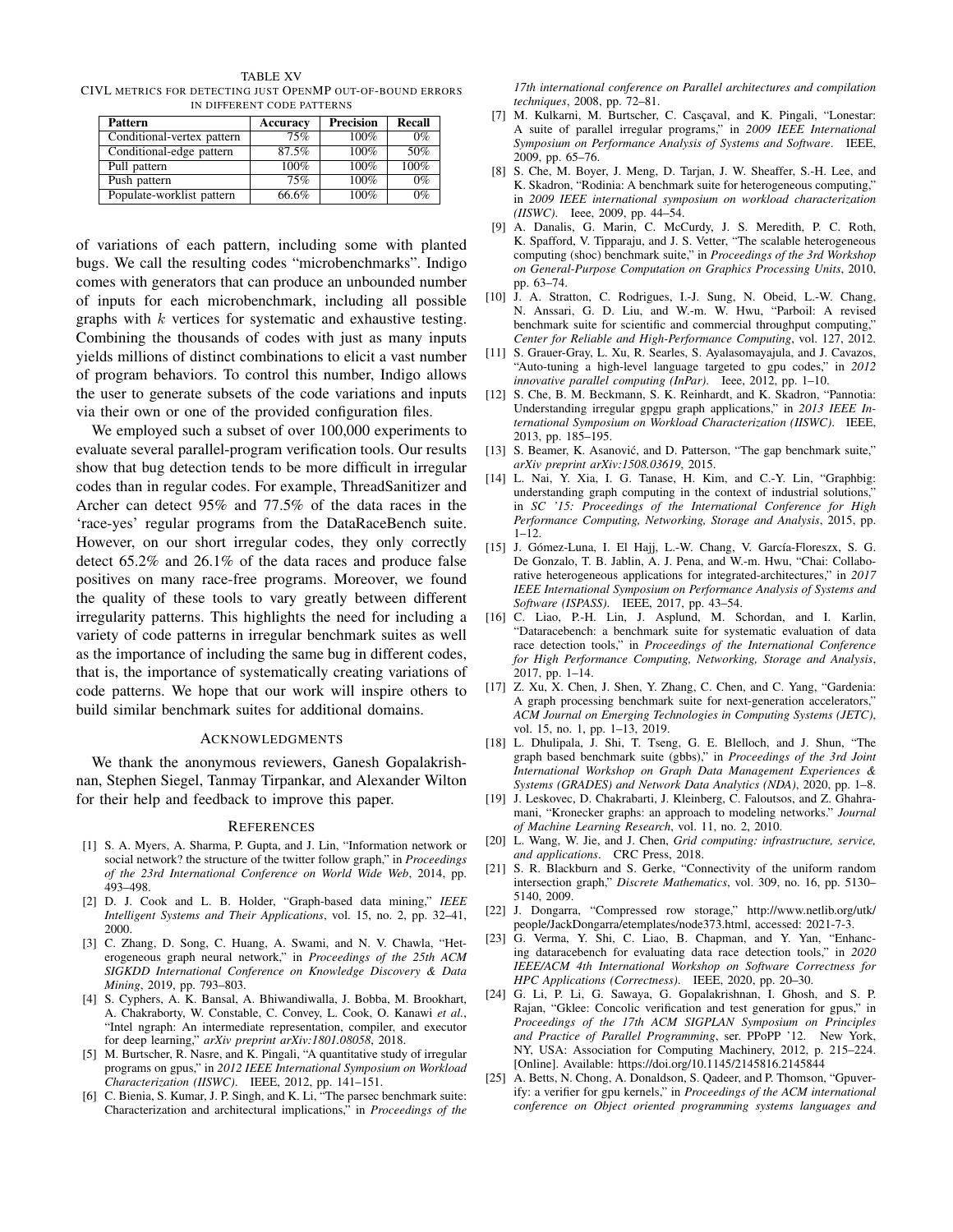TABLE XV
CIVL METRICS FOR DETECTING JUST OPENMP OUT-OF-BOUND ERRORS IN DIFFERENT CODE PATTERNS

| Pattern | Accuracy | Precision | Recall |
| --- | --- | --- | --- |
| Conditional-vertex pattern | 75% | 100% | 0% |
| Conditional-edge pattern | 87.5% | 100% | 50% |
| Pull pattern | 100% | 100% | 100% |
| Push pattern | 75% | 100% | 0% |
| Populate-worklist pattern | 66.6% | 100% | 0% |

of variations of each pattern, including some with planted bugs. We call the resulting codes "microbenchmarks". Indigo comes with generators that can produce an unbounded number of inputs for each microbenchmark, including all possible graphs with $k$ vertices for systematic and exhaustive testing. Combining the thousands of codes with just as many inputs yields millions of distinct combinations to elicit a vast number of program behaviors. To control this number, Indigo allows the user to generate subsets of the code variations and inputs via their own or one of the provided configuration files.

We employed such a subset of over 100,000 experiments to evaluate several parallel-program verification tools. Our results show that bug detection tends to be more difficult in irregular codes than in regular codes. For example, ThreadSanitizer and Archer can detect 95% and 77.5% of the data races in the 'race-yes' regular programs from the DataRaceBench suite. However, on our short irregular codes, they only correctly detect 65.2% and 26.1% of the data races and produce false positives on many race-free programs. Moreover, we found the quality of these tools to vary greatly between different irregularity patterns. This highlights the need for including a variety of code patterns in irregular benchmark suites as well as the importance of including the same bug in different codes, that is, the importance of systematically creating variations of code patterns. We hope that our work will inspire others to build similar benchmark suites for additional domains.

## ACKNOWLEDGMENTS

We thank the anonymous reviewers, Ganesh Gopalakrishnan, Stephen Siegel, Tanmay Tirpankar, and Alexander Wilton for their help and feedback to improve this paper.

## REFERENCES

[1] S. A. Myers, A. Sharma, P. Gupta, and J. Lin, "Information network or social network? the structure of the twitter follow graph," in *Proceedings of the 23rd International Conference on World Wide Web*, 2014, pp. 493–498.

[2] D. J. Cook and L. B. Holder, "Graph-based data mining," *IEEE Intelligent Systems and Their Applications*, vol. 15, no. 2, pp. 32–41, 2000.

[3] C. Zhang, D. Song, C. Huang, A. Swami, and N. V. Chawla, "Heterogeneous graph neural network," in *Proceedings of the 25th ACM SIGKDD International Conference on Knowledge Discovery & Data Mining*, 2019, pp. 793–803.

[4] S. Cyphers, A. K. Bansal, A. Bhiwandiwalla, J. Bobba, M. Brookhart, A. Chakraborty, W. Constable, C. Convey, L. Cook, O. Kanawi *et al.*, "Intel ngraph: An intermediate representation, compiler, and executor for deep learning," *arXiv preprint arXiv:1801.08058*, 2018.

[5] M. Burtscher, R. Nasre, and K. Pingali, "A quantitative study of irregular programs on gpus," in *2012 IEEE International Symposium on Workload Characterization (IISWC)*. IEEE, 2012, pp. 141–151.

[6] C. Bienia, S. Kumar, J. P. Singh, and K. Li, "The parsec benchmark suite: Characterization and architectural implications," in *Proceedings of the 17th international conference on Parallel architectures and compilation techniques*, 2008, pp. 72–81.

[7] M. Kulkarni, M. Burtscher, C. Caşcaval, and K. Pingali, "Lonestar: A suite of parallel irregular programs," in *2009 IEEE International Symposium on Performance Analysis of Systems and Software*. IEEE, 2009, pp. 65–76.

[8] S. Che, M. Boyer, J. Meng, D. Tarjan, J. W. Sheaffer, S.-H. Lee, and K. Skadron, "Rodinia: A benchmark suite for heterogeneous computing," in *2009 IEEE international symposium on workload characterization (IISWC)*. Ieee, 2009, pp. 44–54.

[9] A. Danalis, G. Marin, C. McCurdy, J. S. Meredith, P. C. Roth, K. Spafford, V. Tipparaju, and J. S. Vetter, "The scalable heterogeneous computing (shoc) benchmark suite," in *Proceedings of the 3rd Workshop on General-Purpose Computation on Graphics Processing Units*, 2010, pp. 63–74.

[10] J. A. Stratton, C. Rodrigues, I.-J. Sung, N. Obeid, L.-W. Chang, N. Anssari, G. D. Liu, and W.-m. W. Hwu, "Parboil: A revised benchmark suite for scientific and commercial throughput computing," *Center for Reliable and High-Performance Computing*, vol. 127, 2012.

[11] S. Grauer-Gray, L. Xu, R. Searles, S. Ayalasomayajula, and J. Cavazos, "Auto-tuning a high-level language targeted to gpu codes," in *2012 innovative parallel computing (InPar)*. Ieee, 2012, pp. 1–10.

[12] S. Che, B. M. Beckmann, S. K. Reinhardt, and K. Skadron, "Pannotia: Understanding irregular gpgpu graph applications," in *2013 IEEE International Symposium on Workload Characterization (IISWC)*. IEEE, 2013, pp. 185–195.

[13] S. Beamer, K. Asanović, and D. Patterson, "The gap benchmark suite," *arXiv preprint arXiv:1508.03619*, 2015.

[14] L. Nai, Y. Xia, I. G. Tanase, H. Kim, and C.-Y. Lin, "Graphbig: understanding graph computing in the context of industrial solutions," in *SC '15: Proceedings of the International Conference for High Performance Computing, Networking, Storage and Analysis*, 2015, pp. 1–12.

[15] J. Gómez-Luna, I. El Hajj, L.-W. Chang, V. García-Floreszx, S. G. De Gonzalo, T. B. Jablin, A. J. Pena, and W.-m. Hwu, "Chai: Collaborative heterogeneous applications for integrated-architectures," in *2017 IEEE International Symposium on Performance Analysis of Systems and Software (ISPASS)*. IEEE, 2017, pp. 43–54.

[16] C. Liao, P.-H. Lin, J. Asplund, M. Schordan, and I. Karlin, "Dataracebench: a benchmark suite for systematic evaluation of data race detection tools," in *Proceedings of the International Conference for High Performance Computing, Networking, Storage and Analysis*, 2017, pp. 1–14.

[17] Z. Xu, X. Chen, J. Shen, Y. Zhang, C. Chen, and C. Yang, "Gardenia: A graph processing benchmark suite for next-generation accelerators," *ACM Journal on Emerging Technologies in Computing Systems (JETC)*, vol. 15, no. 1, pp. 1–13, 2019.

[18] L. Dhulipala, J. Shi, T. Tseng, G. E. Blelloch, and J. Shun, "The graph based benchmark suite (gbbs)," in *Proceedings of the 3rd Joint International Workshop on Graph Data Management Experiences & Systems (GRADES) and Network Data Analytics (NDA)*, 2020, pp. 1–8.

[19] J. Leskovec, D. Chakrabarti, J. Kleinberg, C. Faloutsos, and Z. Ghahramani, "Kronecker graphs: an approach to modeling networks." *Journal of Machine Learning Research*, vol. 11, no. 2, 2010.

[20] L. Wang, W. Jie, and J. Chen, *Grid computing: infrastructure, service, and applications*. CRC Press, 2018.

[21] S. R. Blackburn and S. Gerke, "Connectivity of the uniform random intersection graph," *Discrete Mathematics*, vol. 309, no. 16, pp. 5130–5140, 2009.

[22] J. Dongarra, "Compressed row storage," http://www.netlib.org/utk/people/JackDongarra/etemplates/node373.html, accessed: 2021-7-3.

[23] G. Verma, Y. Shi, C. Liao, B. Chapman, and Y. Yan, "Enhancing dataracebench for evaluating data race detection tools," in *2020 IEEE/ACM 4th International Workshop on Software Correctness for HPC Applications (Correctness)*. IEEE, 2020, pp. 20–30.

[24] G. Li, P. Li, G. Sawaya, G. Gopalakrishnan, I. Ghosh, and S. P. Rajan, "Gklee: Concolic verification and test generation for gpus," in *Proceedings of the 17th ACM SIGPLAN Symposium on Principles and Practice of Parallel Programming*, ser. PPoPP '12. New York, NY, USA: Association for Computing Machinery, 2012, p. 215–224. [Online]. Available: https://doi.org/10.1145/2145816.2145844

[25] A. Betts, N. Chong, A. Donaldson, S. Qadeer, and P. Thomson, "Gpuverify: a verifier for gpu kernels," in *Proceedings of the ACM international conference on Object oriented programming systems languages and*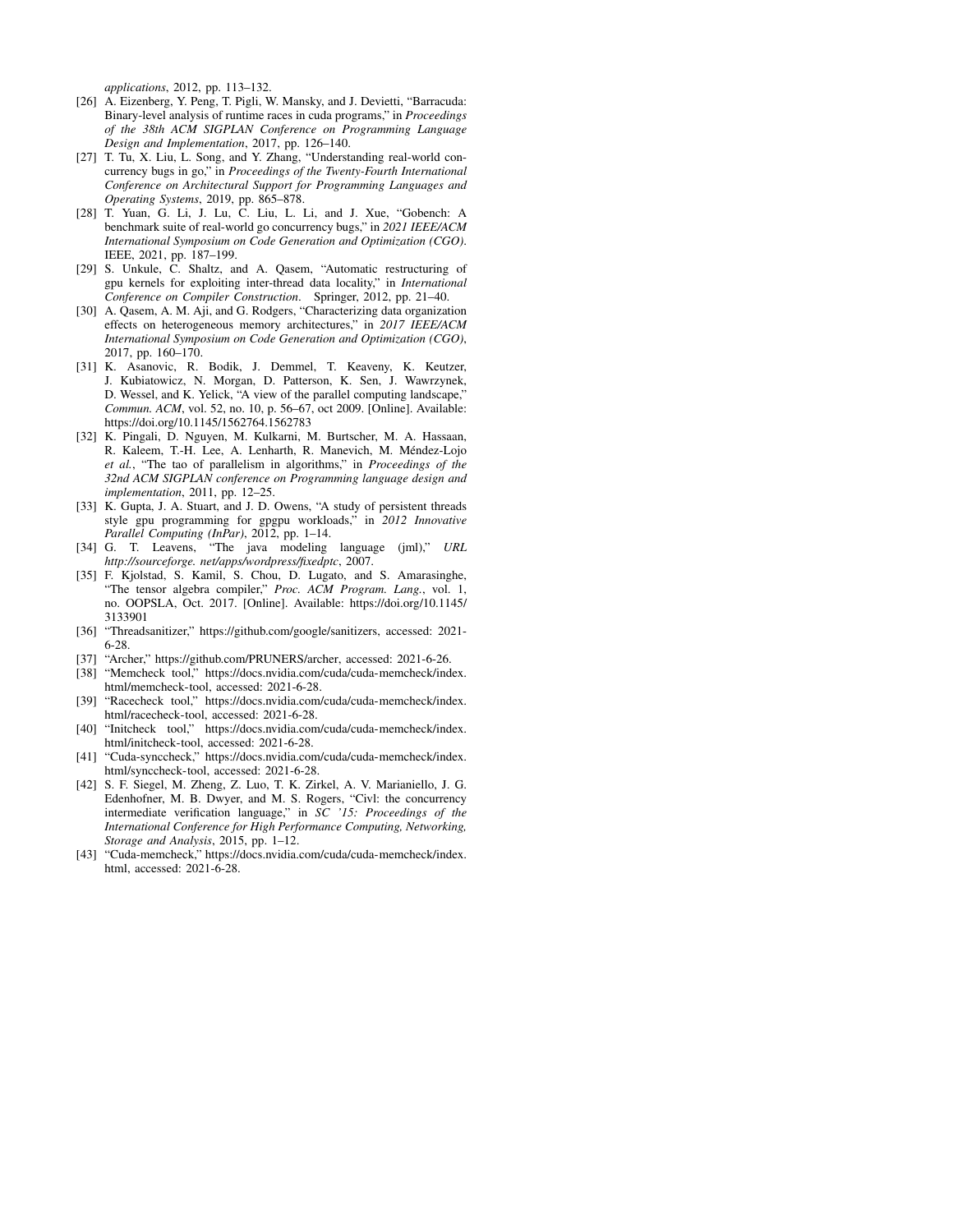*applications*, 2012, pp. 113–132.

[26] A. Eizenberg, Y. Peng, T. Pigli, W. Mansky, and J. Devietti, "Barracuda: Binary-level analysis of runtime races in cuda programs," in *Proceedings of the 38th ACM SIGPLAN Conference on Programming Language Design and Implementation*, 2017, pp. 126–140.

[27] T. Tu, X. Liu, L. Song, and Y. Zhang, "Understanding real-world concurrency bugs in go," in *Proceedings of the Twenty-Fourth International Conference on Architectural Support for Programming Languages and Operating Systems*, 2019, pp. 865–878.

[28] T. Yuan, G. Li, J. Lu, C. Liu, L. Li, and J. Xue, "Gobench: A benchmark suite of real-world go concurrency bugs," in *2021 IEEE/ACM International Symposium on Code Generation and Optimization (CGO)*. IEEE, 2021, pp. 187–199.

[29] S. Unkule, C. Shaltz, and A. Qasem, "Automatic restructuring of gpu kernels for exploiting inter-thread data locality," in *International Conference on Compiler Construction*. Springer, 2012, pp. 21–40.

[30] A. Qasem, A. M. Aji, and G. Rodgers, "Characterizing data organization effects on heterogeneous memory architectures," in *2017 IEEE/ACM International Symposium on Code Generation and Optimization (CGO)*, 2017, pp. 160–170.

[31] K. Asanovic, R. Bodik, J. Demmel, T. Keaveny, K. Keutzer, J. Kubiatowicz, N. Morgan, D. Patterson, K. Sen, J. Wawrzynek, D. Wessel, and K. Yelick, "A view of the parallel computing landscape," *Commun. ACM*, vol. 52, no. 10, p. 56–67, oct 2009. [Online]. Available: https://doi.org/10.1145/1562764.1562783

[32] K. Pingali, D. Nguyen, M. Kulkarni, M. Burtscher, M. A. Hassaan, R. Kaleem, T.-H. Lee, A. Lenharth, R. Manevich, M. Méndez-Lojo *et al.*, "The tao of parallelism in algorithms," in *Proceedings of the 32nd ACM SIGPLAN conference on Programming language design and implementation*, 2011, pp. 12–25.

[33] K. Gupta, J. A. Stuart, and J. D. Owens, "A study of persistent threads style gpu programming for gpgpu workloads," in *2012 Innovative Parallel Computing (InPar)*, 2012, pp. 1–14.

[34] G. T. Leavens, "The java modeling language (jml)," *URL http://sourceforge. net/apps/wordpress/fixedptc*, 2007.

[35] F. Kjolstad, S. Kamil, S. Chou, D. Lugato, and S. Amarasinghe, "The tensor algebra compiler," *Proc. ACM Program. Lang.*, vol. 1, no. OOPSLA, Oct. 2017. [Online]. Available: https://doi.org/10.1145/3133901

[36] "Threadsanitizer," https://github.com/google/sanitizers, accessed: 2021-6-28.

[37] "Archer," https://github.com/PRUNERS/archer, accessed: 2021-6-26.

[38] "Memcheck tool," https://docs.nvidia.com/cuda/cuda-memcheck/index.html/memcheck-tool, accessed: 2021-6-28.

[39] "Racecheck tool," https://docs.nvidia.com/cuda/cuda-memcheck/index.html/racecheck-tool, accessed: 2021-6-28.

[40] "Initcheck tool," https://docs.nvidia.com/cuda/cuda-memcheck/index.html/initcheck-tool, accessed: 2021-6-28.

[41] "Cuda-synccheck," https://docs.nvidia.com/cuda/cuda-memcheck/index.html/synccheck-tool, accessed: 2021-6-28.

[42] S. F. Siegel, M. Zheng, Z. Luo, T. K. Zirkel, A. V. Marianiello, J. G. Edenhofner, M. B. Dwyer, and M. S. Rogers, "Civl: the concurrency intermediate verification language," in *SC '15: Proceedings of the International Conference for High Performance Computing, Networking, Storage and Analysis*, 2015, pp. 1–12.

[43] "Cuda-memcheck," https://docs.nvidia.com/cuda/cuda-memcheck/index.html, accessed: 2021-6-28.